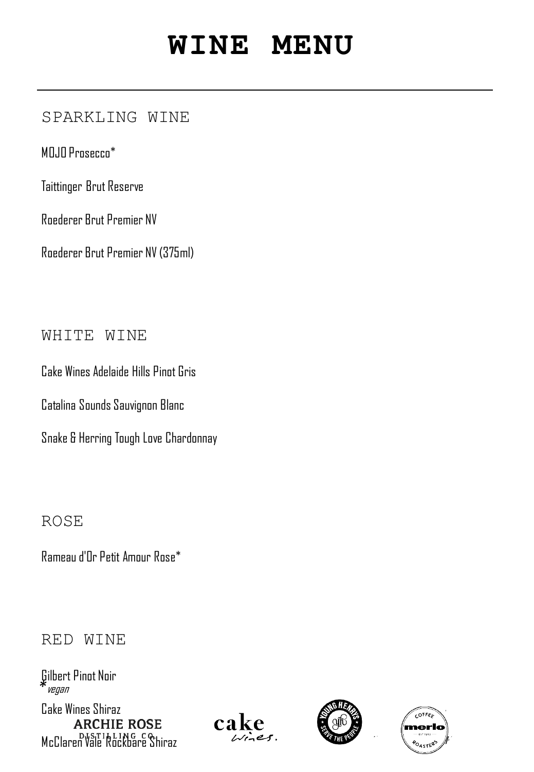# WINE MENU

## SPARKLING WINE

MOJO Prosecco*

Taittinger Brut Reserve

Roederer Brut Premier NV

Roederer Brut Premier NV (375ml)

## WHITE WINE

Cake Wines Adelaide Hills Pinot Gris

Catalina Sounds Sauvignon Blanc

Snake & Herring Tough Love Chardonnay

## ROSE

Rameau d'Or Petit Amour Rose*

## RED WINE

Gilbert Pinot Noir

Cake Wines Shiraz

McClaren Vale Rockbare Shiraz

*vegan

ARCHIE ROSE DISTILLING CO.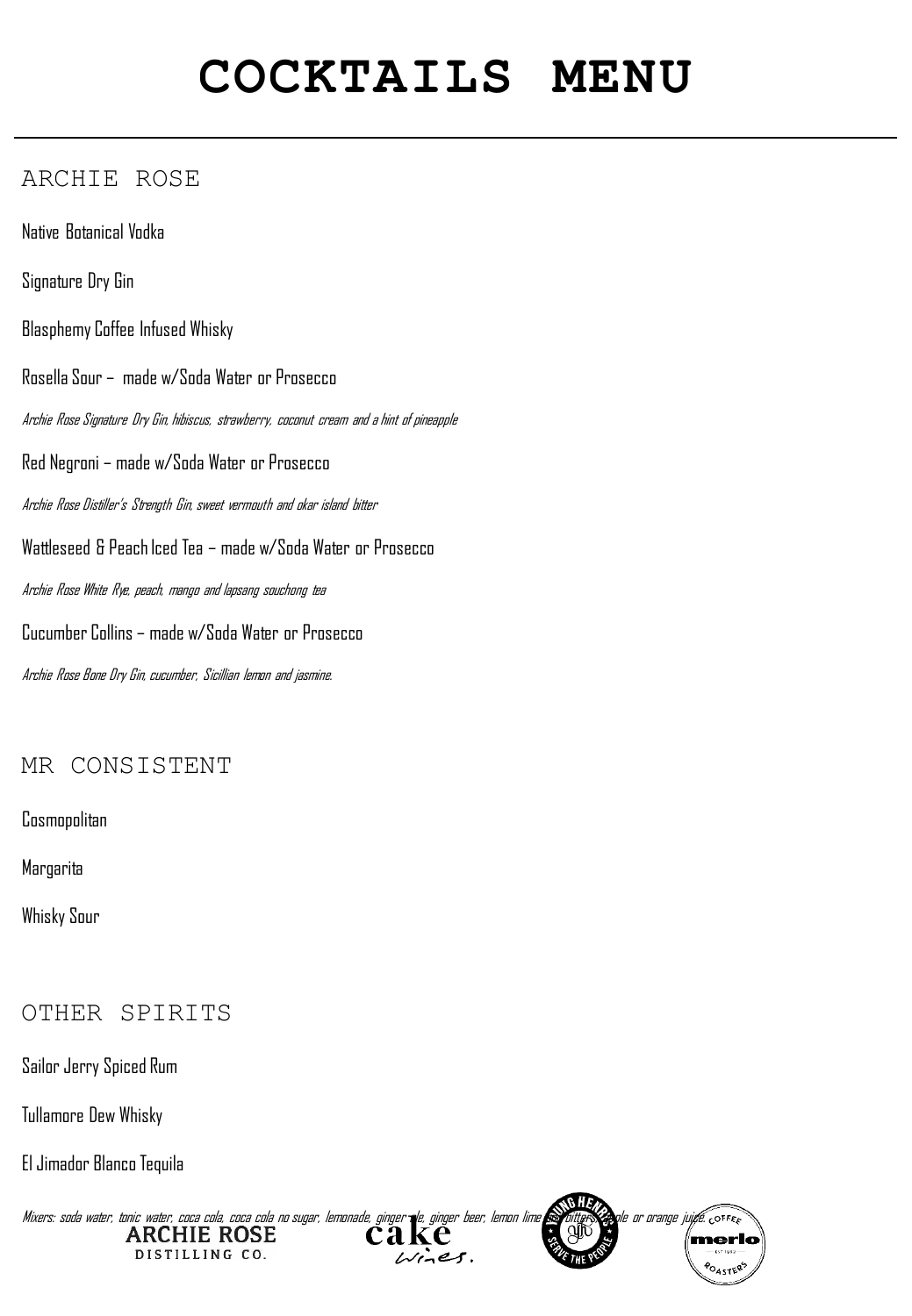# COCKTAILS MENU

## ARCHIE ROSE

Native Botanical Vodka

Signature Dry Gin

Blasphemy Coffee Infused Whisky

Rosella Sour – made w/Soda Water or Prosecco

*Archie Rose Signature Dry Gin, hibiscus, strawberry, coconut cream and a hint of pineapple*

Red Negroni – made w/Soda Water or Prosecco

*Archie Rose Distiller's Strength Gin, sweet vermouth and okar island bitter*

Wattleseed & Peach Iced Tea – made w/Soda Water or Prosecco

*Archie Rose White Rye, peach, mango and lapsang souchong tea*

Cucumber Collins – made w/Soda Water or Prosecco

*Archie Rose Bone Dry Gin, cucumber, Sicillian lemon and jasmine.*

## MR CONSISTENT

Cosmopolitan

Margarita

Whisky Sour

## OTHER SPIRITS

Sailor Jerry Spiced Rum

Tullamore Dew Whisky

El Jimador Blanco Tequila

*Mixers: soda water, tonic water, coca cola, coca cola no sugar, lemonade, ginger ale, ginger beer, lemon lime & bitters, apple or orange juice.*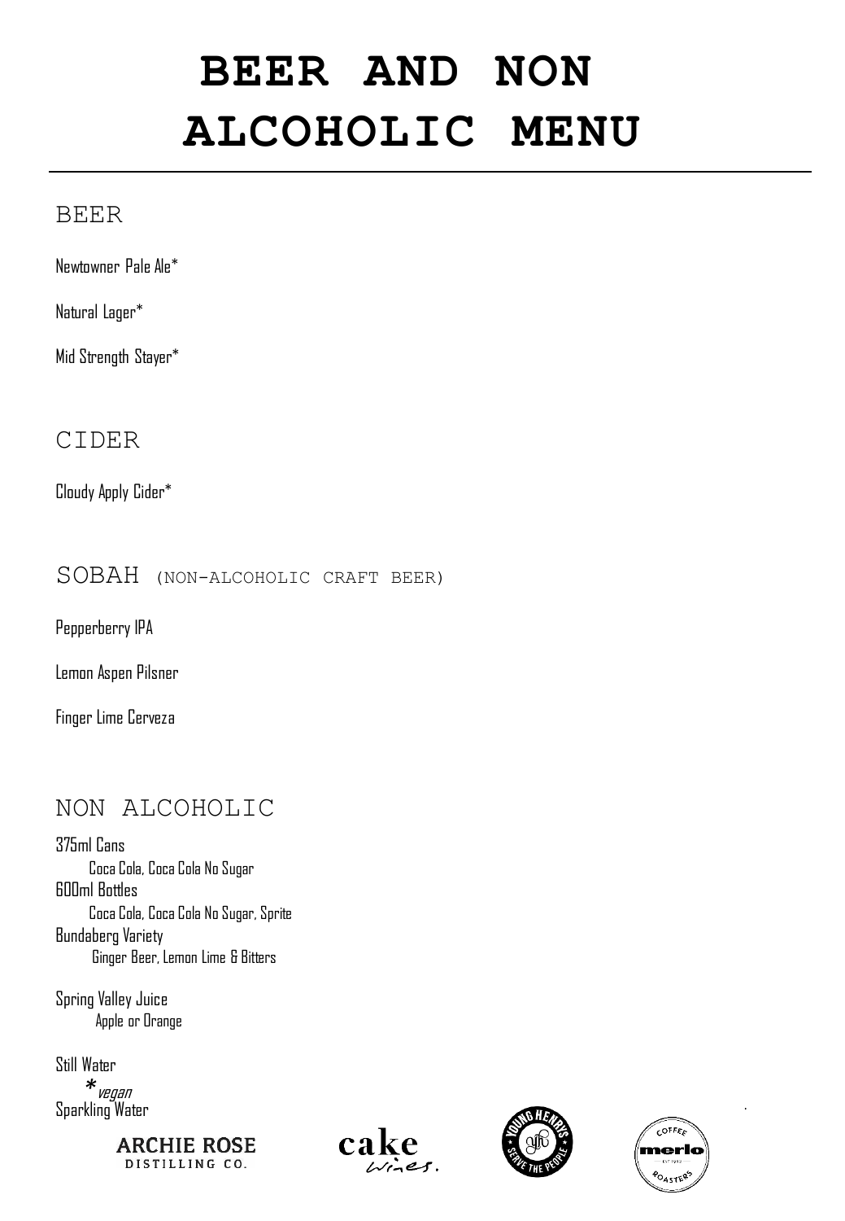# BEER AND NON ALCOHOLIC MENU

## BEER

Newtowner Pale Ale*

Natural Lager*

Mid Strength Stayer*

## CIDER

Cloudy Apply Cider*

## SOBAH (NON-ALCOHOLIC CRAFT BEER)

Pepperberry IPA

Lemon Aspen Pilsner

Finger Lime Cerveza

## NON ALCOHOLIC

375ml Cans
- Coca Cola, Coca Cola No Sugar

600ml Bottles
- Coca Cola, Coca Cola No Sugar, Sprite

Bundaberg Variety
- Ginger Beer, Lemon Lime & Bitters

Spring Valley Juice
- Apple or Orange

Still Water

Sparkling Water

*vegan

ARCHIE ROSE DISTILLING CO.

cake Wines.

YOUNG HENRYS SERVE THE PEOPLE

COFFEE merlo ROASTERS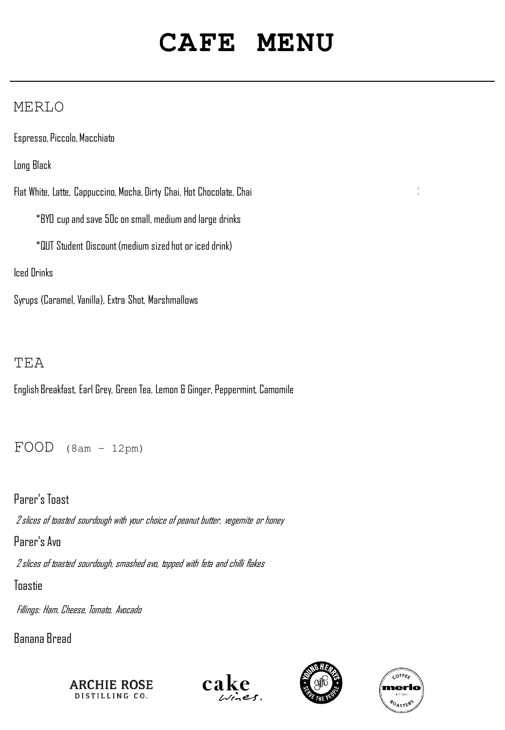# CAFE MENU

## MERLO

Espresso, Piccolo, Macchiato

Long Black

Flat White, Latte, Cappuccino, Mocha, Dirty Chai, Hot Chocolate, Chai

*BYO cup and save 50c on small, medium and large drinks

*QUT Student Discount (medium sized hot or iced drink)

Iced Drinks

Syrups (Caramel, Vanilla), Extra Shot, Marshmallows

## TEA

English Breakfast, Earl Grey, Green Tea, Lemon & Ginger, Peppermint, Camomile

## FOOD (8am – 12pm)

Parer's Toast

*2 slices of toasted sourdough with your choice of peanut butter, vegemite or honey*

Parer's Avo

*2 slices of toasted sourdough, smashed avo, topped with feta and chilli flakes*

Toastie

*Fillings: Ham, Cheese, Tomato, Avocado*

Banana Bread

ARCHIE ROSE DISTILLING CO.

cake Wines.

YOUNG HENRYS SERVE THE PEOPLE

COFFEE merlo ROASTERS